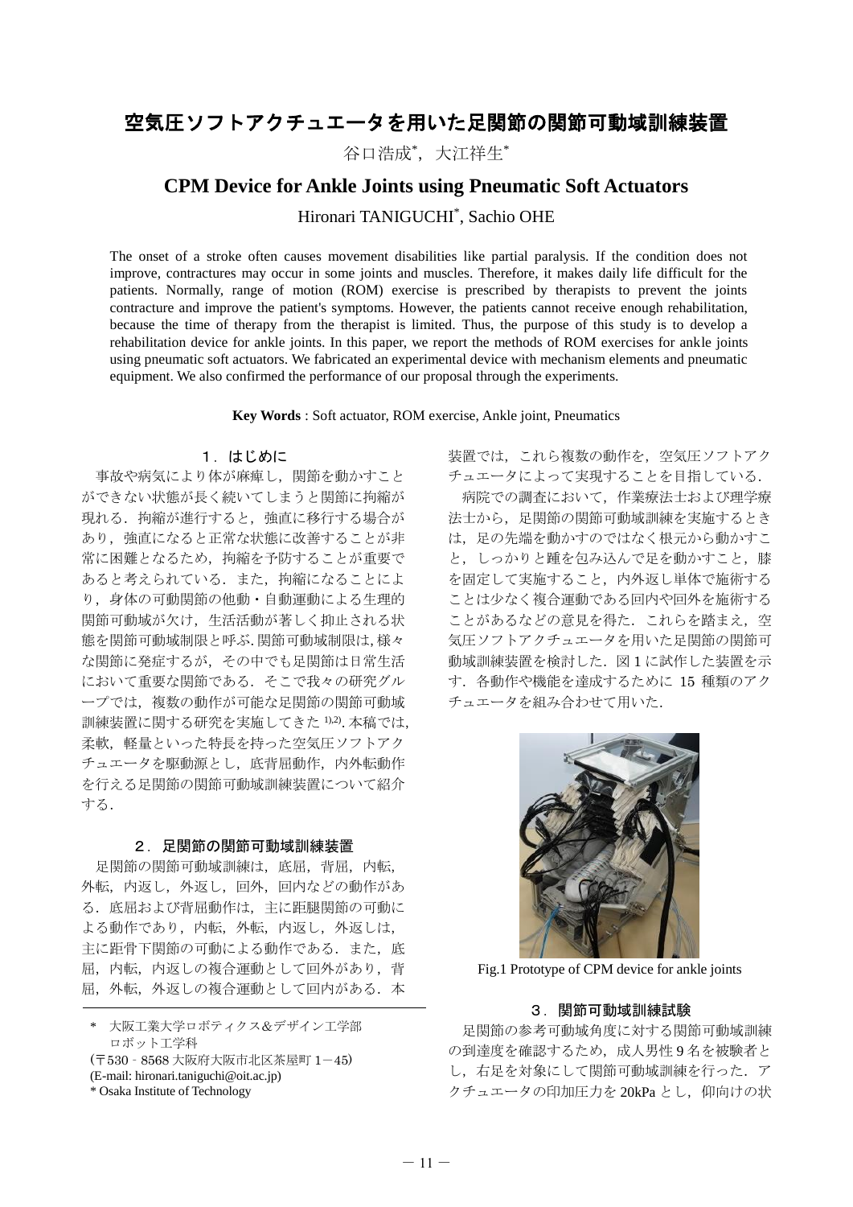# 空気圧ソフトアクチュエータを用いた足関節の関節可動域訓練装置

谷口浩成[*]，大江祥生[*]

# CPM Device for Ankle Joints using Pneumatic Soft Actuators

Hironari TANIGUCHI[*], Sachio OHE

The onset of a stroke often causes movement disabilities like partial paralysis. If the condition does not improve, contractures may occur in some joints and muscles. Therefore, it makes daily life difficult for the patients. Normally, range of motion (ROM) exercise is prescribed by therapists to prevent the joints contracture and improve the patient's symptoms. However, the patients cannot receive enough rehabilitation, because the time of therapy from the therapist is limited. Thus, the purpose of this study is to develop a rehabilitation device for ankle joints. In this paper, we report the methods of ROM exercises for ankle joints using pneumatic soft actuators. We fabricated an experimental device with mechanism elements and pneumatic equipment. We also confirmed the performance of our proposal through the experiments.

**Key Words** : Soft actuator, ROM exercise, Ankle joint, Pneumatics

## 1．はじめに

事故や病気により体が麻痺し，関節を動かすことができない状態が長く続いてしまうと関節に拘縮が現れる．拘縮が進行すると，強直に移行する場合があり，強直になると正常な状態に改善することが非常に困難となるため，拘縮を予防することが重要であると考えられている．また，拘縮になることにより，身体の可動関節の他動・自動運動による生理的関節可動域が欠け，生活活動が著しく抑止される状態を関節可動域制限と呼ぶ. 関節可動域制限は, 様々な関節に発症するが，その中でも足関節は日常生活において重要な関節である．そこで我々の研究グループでは，複数の動作が可能な足関節の関節可動域訓練装置に関する研究を実施してきた[1),2)]. 本稿では, 柔軟，軽量といった特長を持った空気圧ソフトアクチュエータを駆動源とし，底背屈動作，内外転動作を行える足関節の関節可動域訓練装置について紹介する．

## 2．足関節の関節可動域訓練装置

足関節の関節可動域訓練は，底屈，背屈，内転，外転，内返し，外返し，回外，回内などの動作がある．底屈および背屈動作は，主に距腿関節の可動による動作であり，内転，外転，内返し，外返しは，主に距骨下関節の可動による動作である．また，底屈，内転，内返しの複合運動として回外があり，背屈，外転，外返しの複合運動として回内がある．本装置では，これら複数の動作を，空気圧ソフトアクチュエータによって実現することを目指している．

病院での調査において，作業療法士および理学療法士から，足関節の関節可動域訓練を実施するときは，足の先端を動かすのではなく根元から動かすこと，しっかりと踵を包み込んで足を動かすこと，膝を固定して実施すること，内外返し単体で施術することは少なく複合運動である回内や回外を施術することがあるなどの意見を得た．これらを踏まえ，空気圧ソフトアクチュエータを用いた足関節の関節可動域訓練装置を検討した．図 1 に試作した装置を示す．各動作や機能を達成するために 15 種類のアクチュエータを組み合わせて用いた．

Fig.1 Prototype of CPM device for ankle joints

## 3．関節可動域訓練試験

足関節の参考可動域角度に対する関節可動域訓練の到達度を確認するため，成人男性 9 名を被験者とし，右足を対象にして関節可動域訓練を行った．アクチュエータの印加圧力を 20kPa とし，仰向けの状

---

\* 大阪工業大学ロボティクス&デザイン工学部ロボット工学科
(〒530－8568 大阪府大阪市北区茶屋町 1－45)
(E-mail: hironari.taniguchi@oit.ac.jp)
\* Osaka Institute of Technology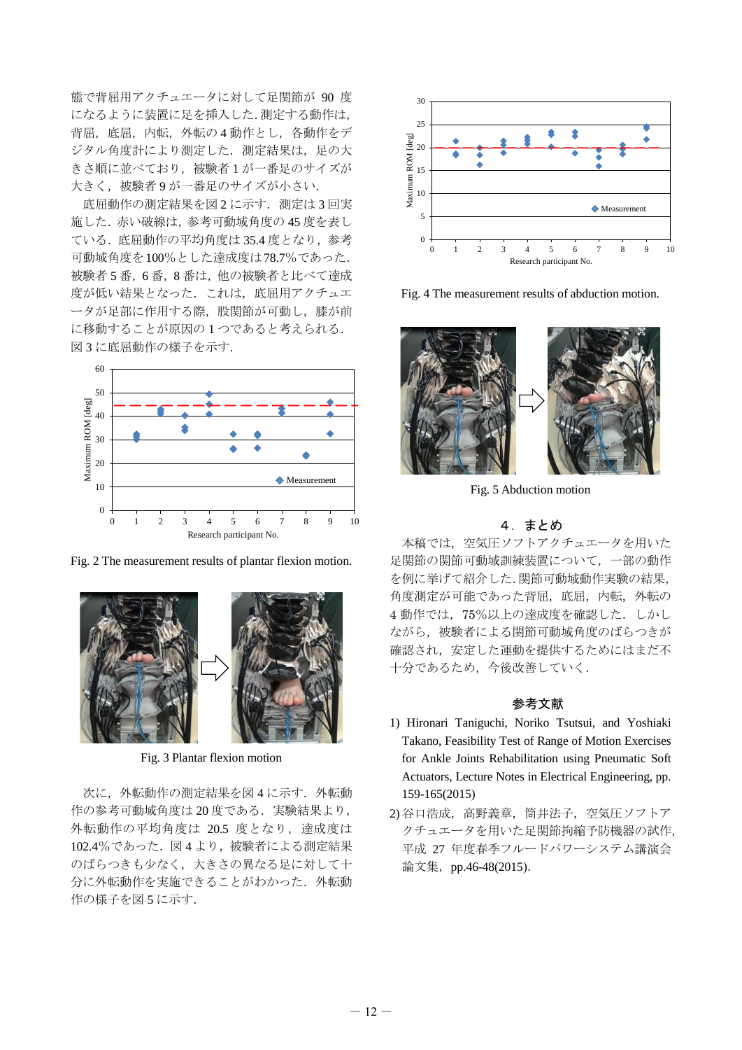態で背屈用アクチュエータに対して足関節が 90 度になるように装置に足を挿入した. 測定する動作は, 背屈, 底屈, 内転, 外転の 4 動作とし, 各動作をデジタル角度計により測定した. 測定結果は, 足の大きさ順に並べており, 被験者 1 が一番足のサイズが大きく, 被験者 9 が一番足のサイズが小さい.

底屈動作の測定結果を図 2 に示す. 測定は 3 回実施した. 赤い破線は, 参考可動域角度の 45 度を表している. 底屈動作の平均角度は 35.4 度となり, 参考可動域角度を 100%とした達成度は 78.7%であった. 被験者 5 番, 6 番, 8 番は, 他の被験者と比べて達成度が低い結果となった. これは, 底屈アクチュエータが足部に作用する際, 股関節が可動し, 膝が前に移動することが原因の 1 つであると考えられる. 図 3 に底屈動作の様子を示す.

Maximum ROM [deg]
60
50
40
30
20
10
0
0 1 2 3 4 5 6 7 8 9 10
Research participant No.
Measurement

Fig. 2 The measurement results of plantar flexion motion.

Fig. 3 Plantar flexion motion

次に, 外転動作の測定結果を図 4 に示す. 外転動作の参考可動域角度は 20 度である. 実験結果より, 外転動作の平均角度は 20.5 度となり, 達成度は 102.4%であった. 図 4 より, 被験者による測定結果のばらつきも少なく, 大きさの異なる足に対して十分に外転動作を実施できることがわかった. 外転動作の様子を図 5 に示す.

Maximum ROM [deg]
30
25
20
15
10
5
0
0 1 2 3 4 5 6 7 8 9 10
Research participant No.
Measurement

Fig. 4 The measurement results of abduction motion.

Fig. 5 Abduction motion

## 4. まとめ

本稿では, 空気圧ソフトアクチュエータを用いた足関節の関節可動域訓練装置について, 一部の動作を例に挙げて紹介した. 関節可動域動作実験の結果, 角度測定が可能であった背屈, 底屈, 内転, 外転の 4 動作では, 75%以上の達成度を確認した. しかしながら, 被験者による関節可動域角度のばらつきが確認され, 安定した運動を提供するためにはまだ不十分であるため, 今後改善していく.

## 参考文献

1) Hironari Taniguchi, Noriko Tsutsui, and Yoshiaki Takano, Feasibility Test of Range of Motion Exercises for Ankle Joints Rehabilitation using Pneumatic Soft Actuators, Lecture Notes in Electrical Engineering, pp. 159-165(2015)
2) 谷口浩成, 高野義章, 筒井法子, 空気圧ソフトアクチュエータを用いた足関節拘縮予防機器の試作, 平成 27 年度春季フルードパワーシステム講演会論文集, pp.46-48(2015).